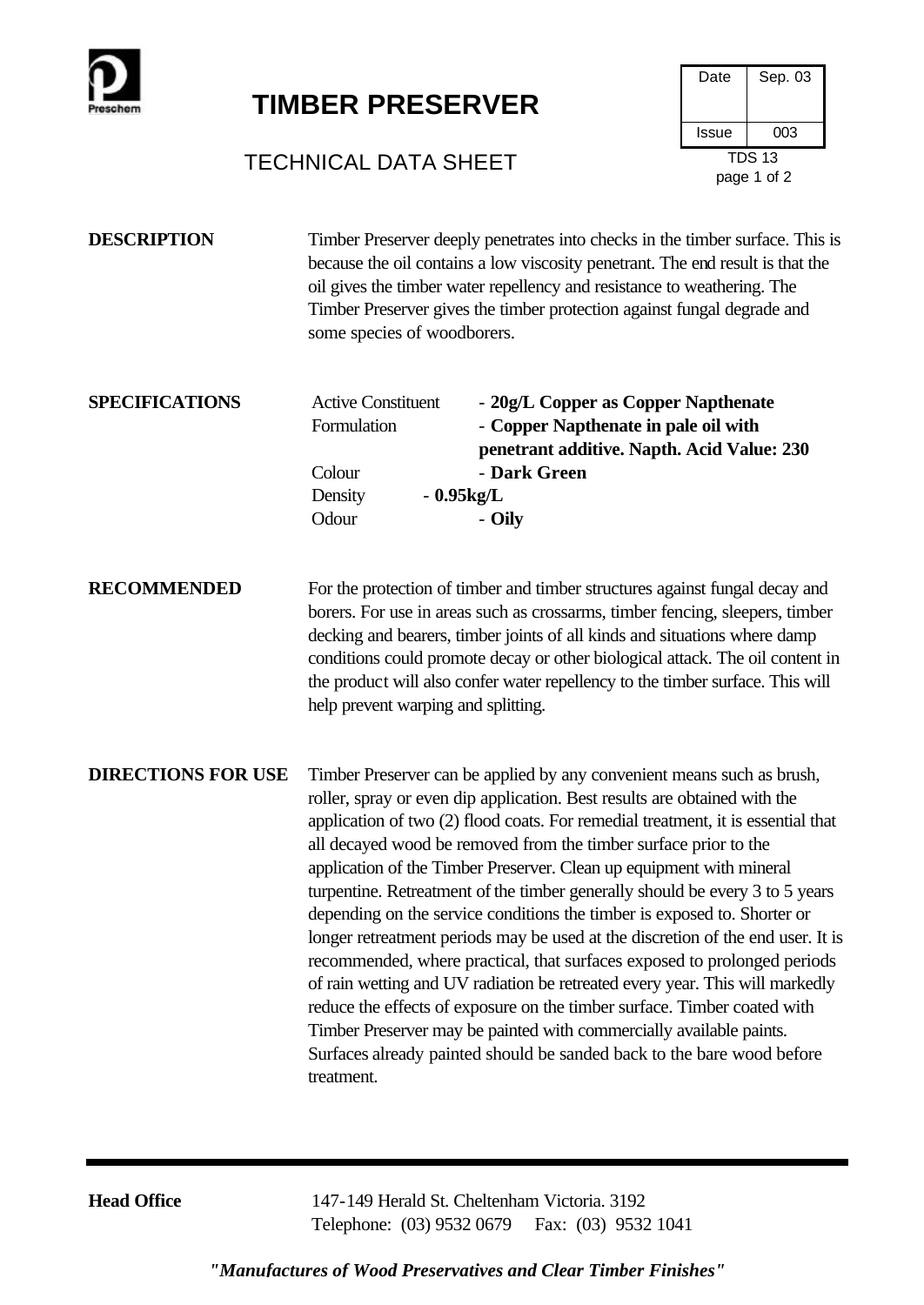# TIMBER PRESERVER

## TECHNICAL DATA SHEET

| Date | Sep. 03 |
| --- | --- |
| Issue | 003 |

TDS 13

**DESCRIPTION**

Timber Preserver deeply penetrates into checks in the timber surface. This is because the oil contains a low viscosity penetrant. The end result is that the oil gives the timber water repellency and resistance to weathering. The Timber Preserver gives the timber protection against fungal degrade and some species of woodborers.

**SPECIFICATIONS**

| | |
| --- | --- |
| Active Constituent | - **20g/L Copper as Copper Napthenate** |
| Formulation | - **Copper Napthenate in pale oil with penetrant additive. Napth. Acid Value: 230** |
| Colour | - **Dark Green** |
| Density | - **0.95kg/L** |
| Odour | - **Oily** |

**RECOMMENDED**

For the protection of timber and timber structures against fungal decay and borers. For use in areas such as crossarms, timber fencing, sleepers, timber decking and bearers, timber joints of all kinds and situations where damp conditions could promote decay or other biological attack. The oil content in the product will also confer water repellency to the timber surface. This will help prevent warping and splitting.

**DIRECTIONS FOR USE**

Timber Preserver can be applied by any convenient means such as brush, roller, spray or even dip application. Best results are obtained with the application of two (2) flood coats. For remedial treatment, it is essential that all decayed wood be removed from the timber surface prior to the application of the Timber Preserver. Clean up equipment with mineral turpentine. Retreatment of the timber generally should be every 3 to 5 years depending on the service conditions the timber is exposed to. Shorter or longer retreatment periods may be used at the discretion of the end user. It is recommended, where practical, that surfaces exposed to prolonged periods of rain wetting and UV radiation be retreated every year. This will markedly reduce the effects of exposure on the timber surface. Timber coated with Timber Preserver may be painted with commercially available paints. Surfaces already painted should be sanded back to the bare wood before treatment.

---

**Head Office** 147-149 Herald St. Cheltenham Victoria. 3192
Telephone: (03) 9532 0679 Fax: (03) 9532 1041

***"Manufactures of Wood Preservatives and Clear Timber Finishes"***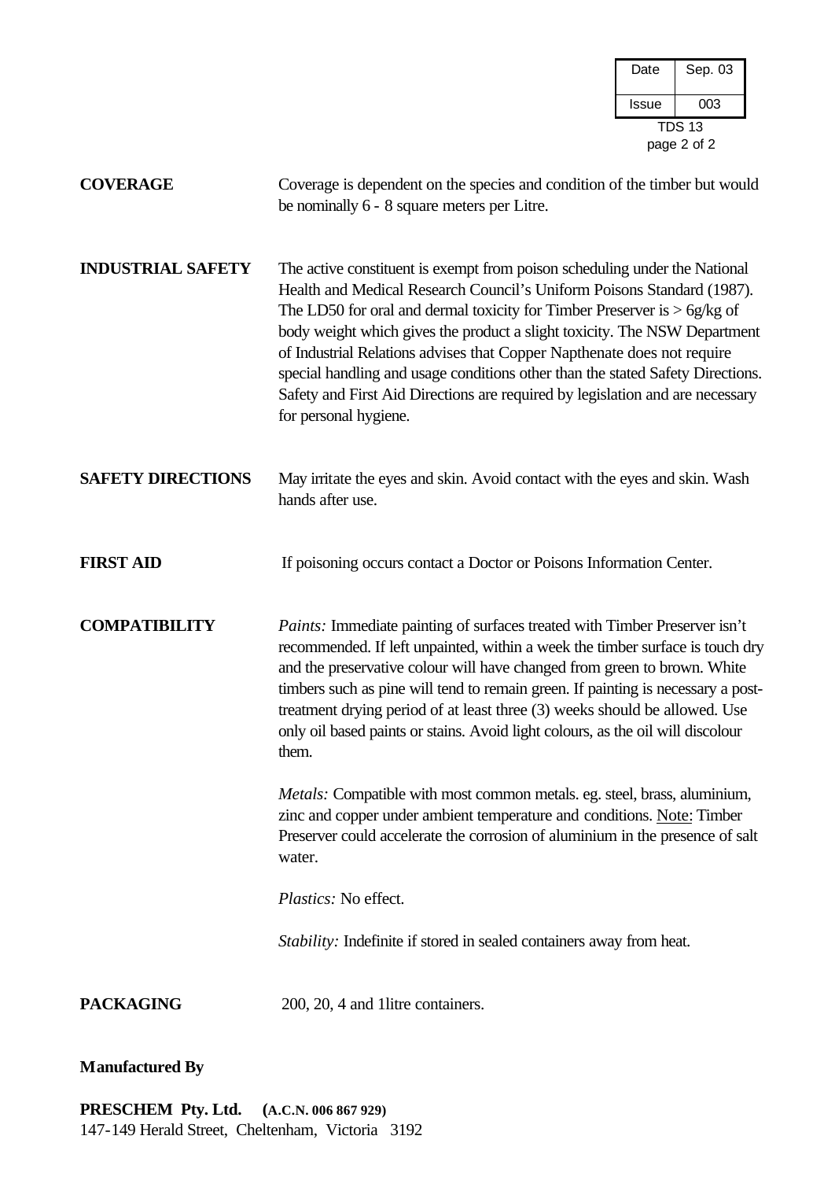| Date | Sep. 03 |
|---|---|
| Issue | 003 |

TDS 13

**COVERAGE**

Coverage is dependent on the species and condition of the timber but would be nominally 6 - 8 square meters per Litre.

**INDUSTRIAL SAFETY**

The active constituent is exempt from poison scheduling under the National Health and Medical Research Council's Uniform Poisons Standard (1987). The LD50 for oral and dermal toxicity for Timber Preserver is > 6g/kg of body weight which gives the product a slight toxicity. The NSW Department of Industrial Relations advises that Copper Napthenate does not require special handling and usage conditions other than the stated Safety Directions. Safety and First Aid Directions are required by legislation and are necessary for personal hygiene.

**SAFETY DIRECTIONS**

May irritate the eyes and skin. Avoid contact with the eyes and skin. Wash hands after use.

**FIRST AID**

If poisoning occurs contact a Doctor or Poisons Information Center.

**COMPATIBILITY**

*Paints:* Immediate painting of surfaces treated with Timber Preserver isn't recommended. If left unpainted, within a week the timber surface is touch dry and the preservative colour will have changed from green to brown. White timbers such as pine will tend to remain green. If painting is necessary a post-treatment drying period of at least three (3) weeks should be allowed. Use only oil based paints or stains. Avoid light colours, as the oil will discolour them.

*Metals:* Compatible with most common metals. eg. steel, brass, aluminium, zinc and copper under ambient temperature and conditions. Note: Timber Preserver could accelerate the corrosion of aluminium in the presence of salt water.

*Plastics:* No effect.

*Stability:* Indefinite if stored in sealed containers away from heat.

**PACKAGING**

200, 20, 4 and 1litre containers.

**Manufactured By**

**PRESCHEM Pty. Ltd. (A.C.N. 006 867 929)**
147-149 Herald Street, Cheltenham, Victoria 3192